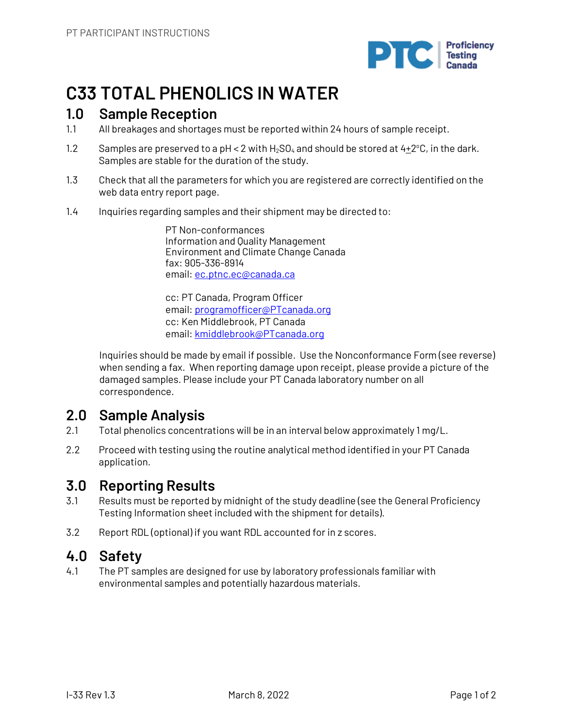# C33 TOTAL PHENOLICS IN WATER

## 1.0 Sample Reception

1.1 All breakages and shortages must be reported within 24 hours of sample receipt.

1.2 Samples are preserved to a pH < 2 with $H_2SO_4$ and should be stored at $4\pm2$°C, in the dark. Samples are stable for the duration of the study.

1.3 Check that all the parameters for which you are registered are correctly identified on the web data entry report page.

1.4 Inquiries regarding samples and their shipment may be directed to:

PT Non-conformances
Information and Quality Management
Environment and Climate Change Canada
fax: 905-336-8914
email: ec.ptnc.ec@canada.ca

cc: PT Canada, Program Officer
email: programofficer@PTcanada.org
cc: Ken Middlebrook, PT Canada
email: kmiddlebrook@PTcanada.org

Inquiries should be made by email if possible. Use the Nonconformance Form (see reverse) when sending a fax. When reporting damage upon receipt, please provide a picture of the damaged samples. Please include your PT Canada laboratory number on all correspondence.

## 2.0 Sample Analysis

2.1 Total phenolics concentrations will be in an interval below approximately 1 mg/L.

2.2 Proceed with testing using the routine analytical method identified in your PT Canada application.

## 3.0 Reporting Results

3.1 Results must be reported by midnight of the study deadline (see the General Proficiency Testing Information sheet included with the shipment for details).

3.2 Report RDL (optional) if you want RDL accounted for in z scores.

## 4.0 Safety

4.1 The PT samples are designed for use by laboratory professionals familiar with environmental samples and potentially hazardous materials.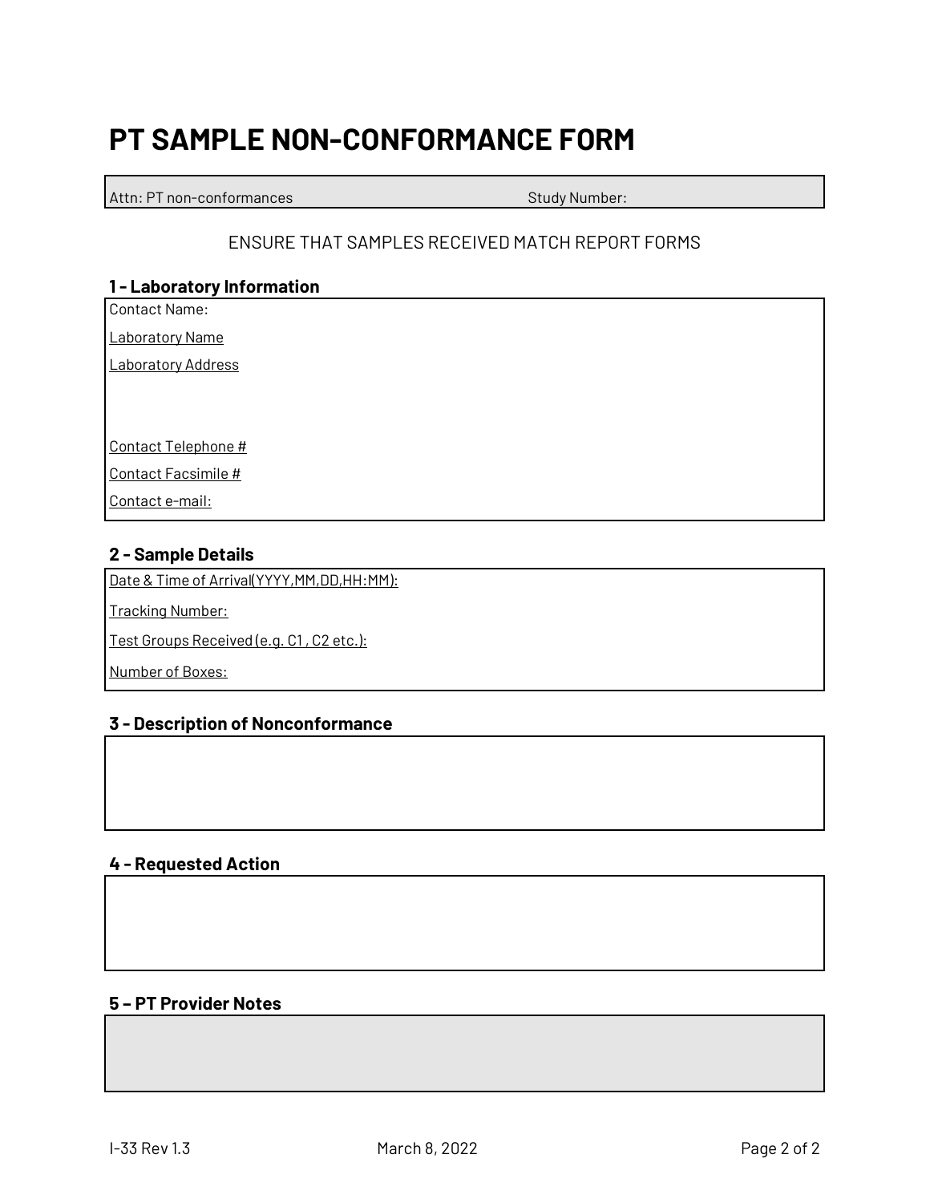# PT SAMPLE NON-CONFORMANCE FORM

Attn: PT non-conformances Study Number:

ENSURE THAT SAMPLES RECEIVED MATCH REPORT FORMS

### 1 - Laboratory Information

Contact Name:

Laboratory Name

Laboratory Address

Contact Telephone #

Contact Facsimile #

Contact e-mail:

### 2 - Sample Details

Date & Time of Arrival(YYYY,MM,DD,HH:MM):

Tracking Number:

Test Groups Received (e.g. C1 , C2 etc.):

Number of Boxes:

### 3 - Description of Nonconformance

### 4 - Requested Action

### 5 – PT Provider Notes

I-33 Rev 1.3 March 8, 2022